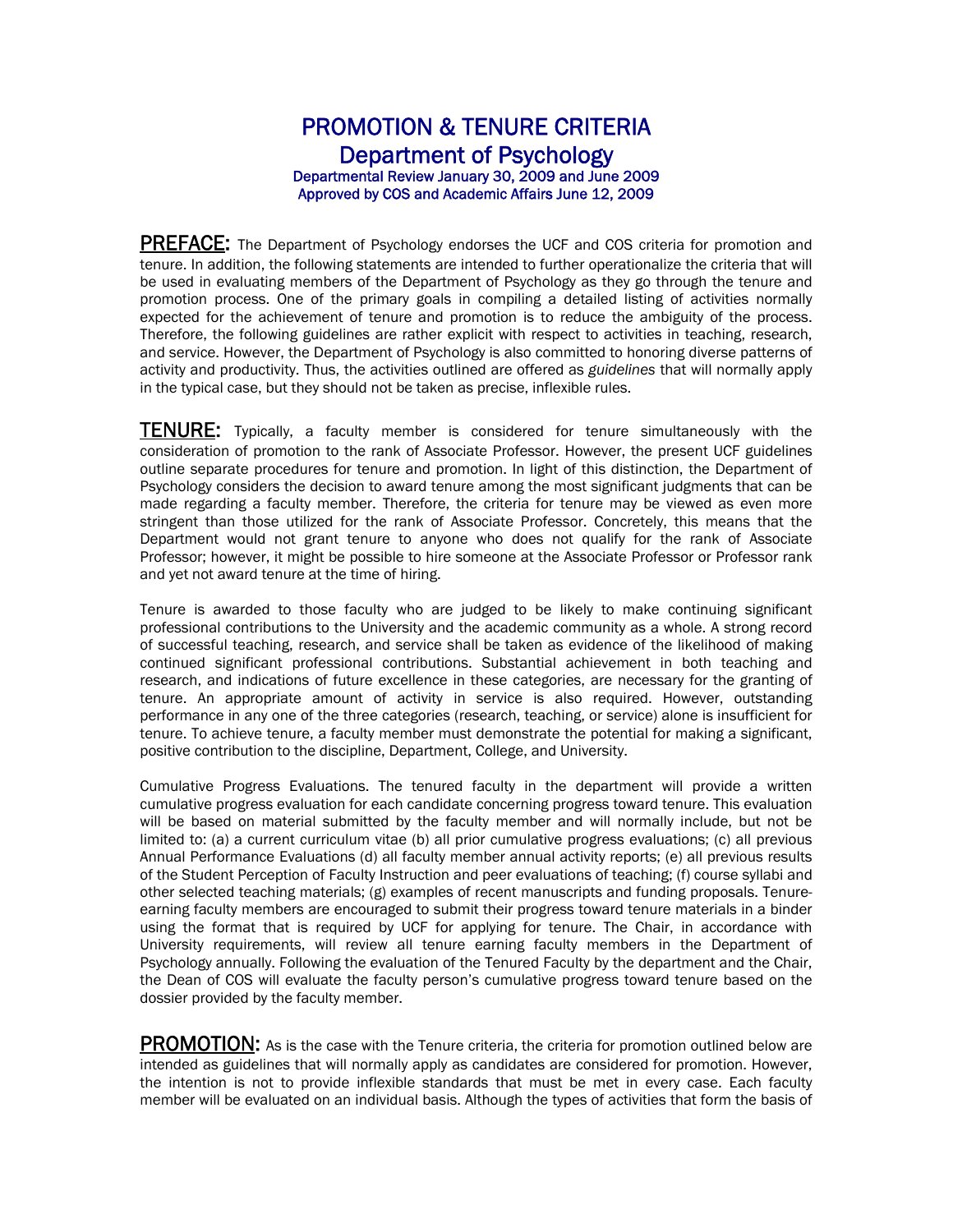# PROMOTION & TENURE CRITERIA

## Department of Psychology

Departmental Review January 30, 2009 and June 2009
Approved by COS and Academic Affairs June 12, 2009

**PREFACE:** The Department of Psychology endorses the UCF and COS criteria for promotion and tenure. In addition, the following statements are intended to further operationalize the criteria that will be used in evaluating members of the Department of Psychology as they go through the tenure and promotion process. One of the primary goals in compiling a detailed listing of activities normally expected for the achievement of tenure and promotion is to reduce the ambiguity of the process. Therefore, the following guidelines are rather explicit with respect to activities in teaching, research, and service. However, the Department of Psychology is also committed to honoring diverse patterns of activity and productivity. Thus, the activities outlined are offered as *guidelines* that will normally apply in the typical case, but they should not be taken as precise, inflexible rules.

**TENURE:** Typically, a faculty member is considered for tenure simultaneously with the consideration of promotion to the rank of Associate Professor. However, the present UCF guidelines outline separate procedures for tenure and promotion. In light of this distinction, the Department of Psychology considers the decision to award tenure among the most significant judgments that can be made regarding a faculty member. Therefore, the criteria for tenure may be viewed as even more stringent than those utilized for the rank of Associate Professor. Concretely, this means that the Department would not grant tenure to anyone who does not qualify for the rank of Associate Professor; however, it might be possible to hire someone at the Associate Professor or Professor rank and yet not award tenure at the time of hiring.

Tenure is awarded to those faculty who are judged to be likely to make continuing significant professional contributions to the University and the academic community as a whole. A strong record of successful teaching, research, and service shall be taken as evidence of the likelihood of making continued significant professional contributions. Substantial achievement in both teaching and research, and indications of future excellence in these categories, are necessary for the granting of tenure. An appropriate amount of activity in service is also required. However, outstanding performance in any one of the three categories (research, teaching, or service) alone is insufficient for tenure. To achieve tenure, a faculty member must demonstrate the potential for making a significant, positive contribution to the discipline, Department, College, and University.

Cumulative Progress Evaluations. The tenured faculty in the department will provide a written cumulative progress evaluation for each candidate concerning progress toward tenure. This evaluation will be based on material submitted by the faculty member and will normally include, but not be limited to: (a) a current curriculum vitae (b) all prior cumulative progress evaluations; (c) all previous Annual Performance Evaluations (d) all faculty member annual activity reports; (e) all previous results of the Student Perception of Faculty Instruction and peer evaluations of teaching; (f) course syllabi and other selected teaching materials; (g) examples of recent manuscripts and funding proposals. Tenure-earning faculty members are encouraged to submit their progress toward tenure materials in a binder using the format that is required by UCF for applying for tenure. The Chair, in accordance with University requirements, will review all tenure earning faculty members in the Department of Psychology annually. Following the evaluation of the Tenured Faculty by the department and the Chair, the Dean of COS will evaluate the faculty person's cumulative progress toward tenure based on the dossier provided by the faculty member.

**PROMOTION:** As is the case with the Tenure criteria, the criteria for promotion outlined below are intended as guidelines that will normally apply as candidates are considered for promotion. However, the intention is not to provide inflexible standards that must be met in every case. Each faculty member will be evaluated on an individual basis. Although the types of activities that form the basis of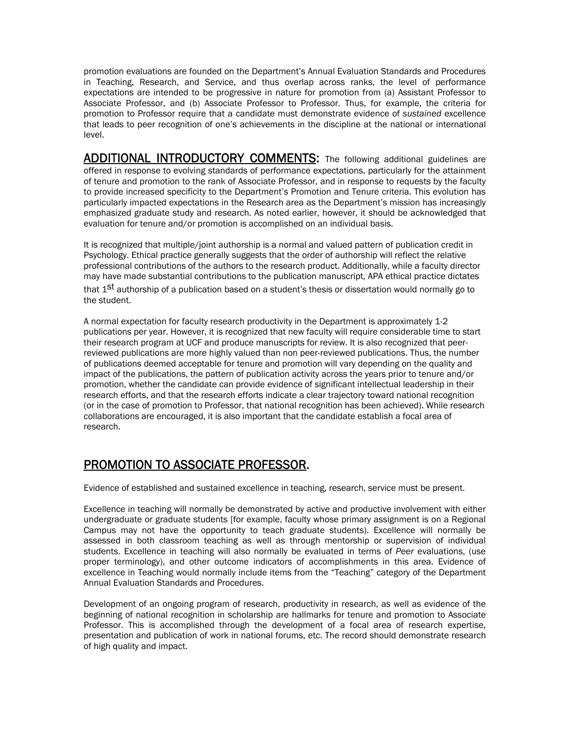promotion evaluations are founded on the Department's Annual Evaluation Standards and Procedures in Teaching, Research, and Service, and thus overlap across ranks, the level of performance expectations are intended to be progressive in nature for promotion from (a) Assistant Professor to Associate Professor, and (b) Associate Professor to Professor. Thus, for example, the criteria for promotion to Professor require that a candidate must demonstrate evidence of *sustained* excellence that leads to peer recognition of one's achievements in the discipline at the national or international level.

**ADDITIONAL INTRODUCTORY COMMENTS:** The following additional guidelines are offered in response to evolving standards of performance expectations, particularly for the attainment of tenure and promotion to the rank of Associate Professor, and in response to requests by the faculty to provide increased specificity to the Department's Promotion and Tenure criteria. This evolution has particularly impacted expectations in the Research area as the Department's mission has increasingly emphasized graduate study and research. As noted earlier, however, it should be acknowledged that evaluation for tenure and/or promotion is accomplished on an individual basis.

It is recognized that multiple/joint authorship is a normal and valued pattern of publication credit in Psychology. Ethical practice generally suggests that the order of authorship will reflect the relative professional contributions of the authors to the research product. Additionally, while a faculty director may have made substantial contributions to the publication manuscript, APA ethical practice dictates that 1st authorship of a publication based on a student's thesis or dissertation would normally go to the student.

A normal expectation for faculty research productivity in the Department is approximately 1-2 publications per year. However, it is recognized that new faculty will require considerable time to start their research program at UCF and produce manuscripts for review. It is also recognized that peer-reviewed publications are more highly valued than non peer-reviewed publications. Thus, the number of publications deemed acceptable for tenure and promotion will vary depending on the quality and impact of the publications, the pattern of publication activity across the years prior to tenure and/or promotion, whether the candidate can provide evidence of significant intellectual leadership in their research efforts, and that the research efforts indicate a clear trajectory toward national recognition (or in the case of promotion to Professor, that national recognition has been achieved). While research collaborations are encouraged, it is also important that the candidate establish a focal area of research.

## PROMOTION TO ASSOCIATE PROFESSOR.

Evidence of established and sustained excellence in teaching, research, service must be present.

Excellence in teaching will normally be demonstrated by active and productive involvement with either undergraduate or graduate students [for example, faculty whose primary assignment is on a Regional Campus may not have the opportunity to teach graduate students). Excellence will normally be assessed in both classroom teaching as well as through mentorship or supervision of individual students. Excellence in teaching will also normally be evaluated in terms of *Peer* evaluations, (use proper terminology), and other outcome indicators of accomplishments in this area. Evidence of excellence in Teaching would normally include items from the "Teaching" category of the Department Annual Evaluation Standards and Procedures.

Development of an ongoing program of research, productivity in research, as well as evidence of the beginning of national recognition in scholarship are hallmarks for tenure and promotion to Associate Professor. This is accomplished through the development of a focal area of research expertise, presentation and publication of work in national forums, etc. The record should demonstrate research of high quality and impact.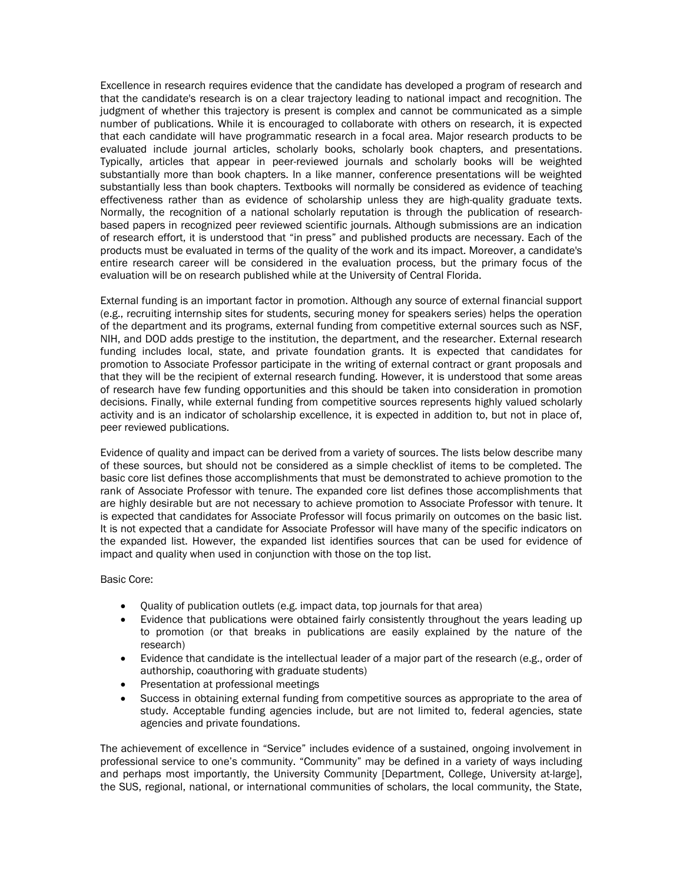Excellence in research requires evidence that the candidate has developed a program of research and that the candidate's research is on a clear trajectory leading to national impact and recognition. The judgment of whether this trajectory is present is complex and cannot be communicated as a simple number of publications. While it is encouraged to collaborate with others on research, it is expected that each candidate will have programmatic research in a focal area. Major research products to be evaluated include journal articles, scholarly books, scholarly book chapters, and presentations. Typically, articles that appear in peer-reviewed journals and scholarly books will be weighted substantially more than book chapters. In a like manner, conference presentations will be weighted substantially less than book chapters. Textbooks will normally be considered as evidence of teaching effectiveness rather than as evidence of scholarship unless they are high-quality graduate texts. Normally, the recognition of a national scholarly reputation is through the publication of research-based papers in recognized peer reviewed scientific journals. Although submissions are an indication of research effort, it is understood that "in press" and published products are necessary. Each of the products must be evaluated in terms of the quality of the work and its impact. Moreover, a candidate's entire research career will be considered in the evaluation process, but the primary focus of the evaluation will be on research published while at the University of Central Florida.

External funding is an important factor in promotion. Although any source of external financial support (e.g., recruiting internship sites for students, securing money for speakers series) helps the operation of the department and its programs, external funding from competitive external sources such as NSF, NIH, and DOD adds prestige to the institution, the department, and the researcher. External research funding includes local, state, and private foundation grants. It is expected that candidates for promotion to Associate Professor participate in the writing of external contract or grant proposals and that they will be the recipient of external research funding. However, it is understood that some areas of research have few funding opportunities and this should be taken into consideration in promotion decisions. Finally, while external funding from competitive sources represents highly valued scholarly activity and is an indicator of scholarship excellence, it is expected in addition to, but not in place of, peer reviewed publications.

Evidence of quality and impact can be derived from a variety of sources. The lists below describe many of these sources, but should not be considered as a simple checklist of items to be completed. The basic core list defines those accomplishments that must be demonstrated to achieve promotion to the rank of Associate Professor with tenure. The expanded core list defines those accomplishments that are highly desirable but are not necessary to achieve promotion to Associate Professor with tenure. It is expected that candidates for Associate Professor will focus primarily on outcomes on the basic list. It is not expected that a candidate for Associate Professor will have many of the specific indicators on the expanded list. However, the expanded list identifies sources that can be used for evidence of impact and quality when used in conjunction with those on the top list.

Basic Core:

- Quality of publication outlets (e.g. impact data, top journals for that area)
- Evidence that publications were obtained fairly consistently throughout the years leading up to promotion (or that breaks in publications are easily explained by the nature of the research)
- Evidence that candidate is the intellectual leader of a major part of the research (e.g., order of authorship, coauthoring with graduate students)
- Presentation at professional meetings
- Success in obtaining external funding from competitive sources as appropriate to the area of study. Acceptable funding agencies include, but are not limited to, federal agencies, state agencies and private foundations.

The achievement of excellence in "Service" includes evidence of a sustained, ongoing involvement in professional service to one's community. "Community" may be defined in a variety of ways including and perhaps most importantly, the University Community [Department, College, University at-large], the SUS, regional, national, or international communities of scholars, the local community, the State,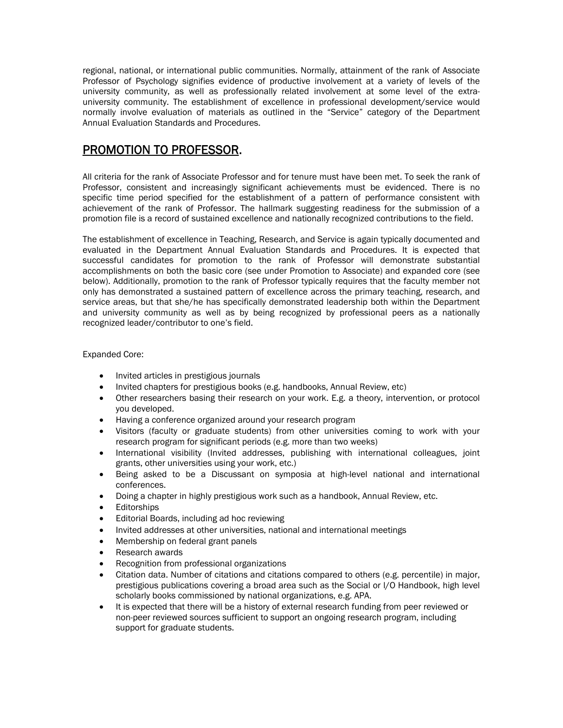regional, national, or international public communities. Normally, attainment of the rank of Associate Professor of Psychology signifies evidence of productive involvement at a variety of levels of the university community, as well as professionally related involvement at some level of the extra-university community. The establishment of excellence in professional development/service would normally involve evaluation of materials as outlined in the "Service" category of the Department Annual Evaluation Standards and Procedures.

## PROMOTION TO PROFESSOR.

All criteria for the rank of Associate Professor and for tenure must have been met. To seek the rank of Professor, consistent and increasingly significant achievements must be evidenced. There is no specific time period specified for the establishment of a pattern of performance consistent with achievement of the rank of Professor. The hallmark suggesting readiness for the submission of a promotion file is a record of sustained excellence and nationally recognized contributions to the field.

The establishment of excellence in Teaching, Research, and Service is again typically documented and evaluated in the Department Annual Evaluation Standards and Procedures. It is expected that successful candidates for promotion to the rank of Professor will demonstrate substantial accomplishments on both the basic core (see under Promotion to Associate) and expanded core (see below). Additionally, promotion to the rank of Professor typically requires that the faculty member not only has demonstrated a sustained pattern of excellence across the primary teaching, research, and service areas, but that she/he has specifically demonstrated leadership both within the Department and university community as well as by being recognized by professional peers as a nationally recognized leader/contributor to one's field.

Expanded Core:

- Invited articles in prestigious journals
- Invited chapters for prestigious books (e.g. handbooks, Annual Review, etc)
- Other researchers basing their research on your work. E.g. a theory, intervention, or protocol you developed.
- Having a conference organized around your research program
- Visitors (faculty or graduate students) from other universities coming to work with your research program for significant periods (e.g. more than two weeks)
- International visibility (Invited addresses, publishing with international colleagues, joint grants, other universities using your work, etc.)
- Being asked to be a Discussant on symposia at high-level national and international conferences.
- Doing a chapter in highly prestigious work such as a handbook, Annual Review, etc.
- Editorships
- Editorial Boards, including ad hoc reviewing
- Invited addresses at other universities, national and international meetings
- Membership on federal grant panels
- Research awards
- Recognition from professional organizations
- Citation data. Number of citations and citations compared to others (e.g. percentile) in major, prestigious publications covering a broad area such as the Social or I/O Handbook, high level scholarly books commissioned by national organizations, e.g. APA.
- It is expected that there will be a history of external research funding from peer reviewed or non-peer reviewed sources sufficient to support an ongoing research program, including support for graduate students.